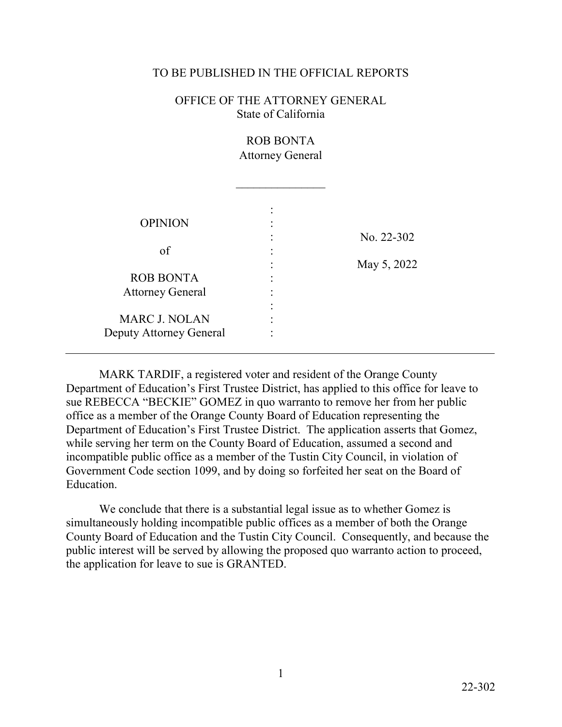TO BE PUBLISHED IN THE OFFICIAL REPORTS

OFFICE OF THE ATTORNEY GENERAL
State of California

ROB BONTA
Attorney General

_______________

| OPINION of ROB BONTA Attorney General MARC J. NOLAN Deputy Attorney General | : | No. 22-302 May 5, 2022 |
|---|---|---|

MARK TARDIF, a registered voter and resident of the Orange County Department of Education's First Trustee District, has applied to this office for leave to sue REBECCA "BECKIE" GOMEZ in quo warranto to remove her from her public office as a member of the Orange County Board of Education representing the Department of Education's First Trustee District. The application asserts that Gomez, while serving her term on the County Board of Education, assumed a second and incompatible public office as a member of the Tustin City Council, in violation of Government Code section 1099, and by doing so forfeited her seat on the Board of Education.

We conclude that there is a substantial legal issue as to whether Gomez is simultaneously holding incompatible public offices as a member of both the Orange County Board of Education and the Tustin City Council. Consequently, and because the public interest will be served by allowing the proposed quo warranto action to proceed, the application for leave to sue is GRANTED.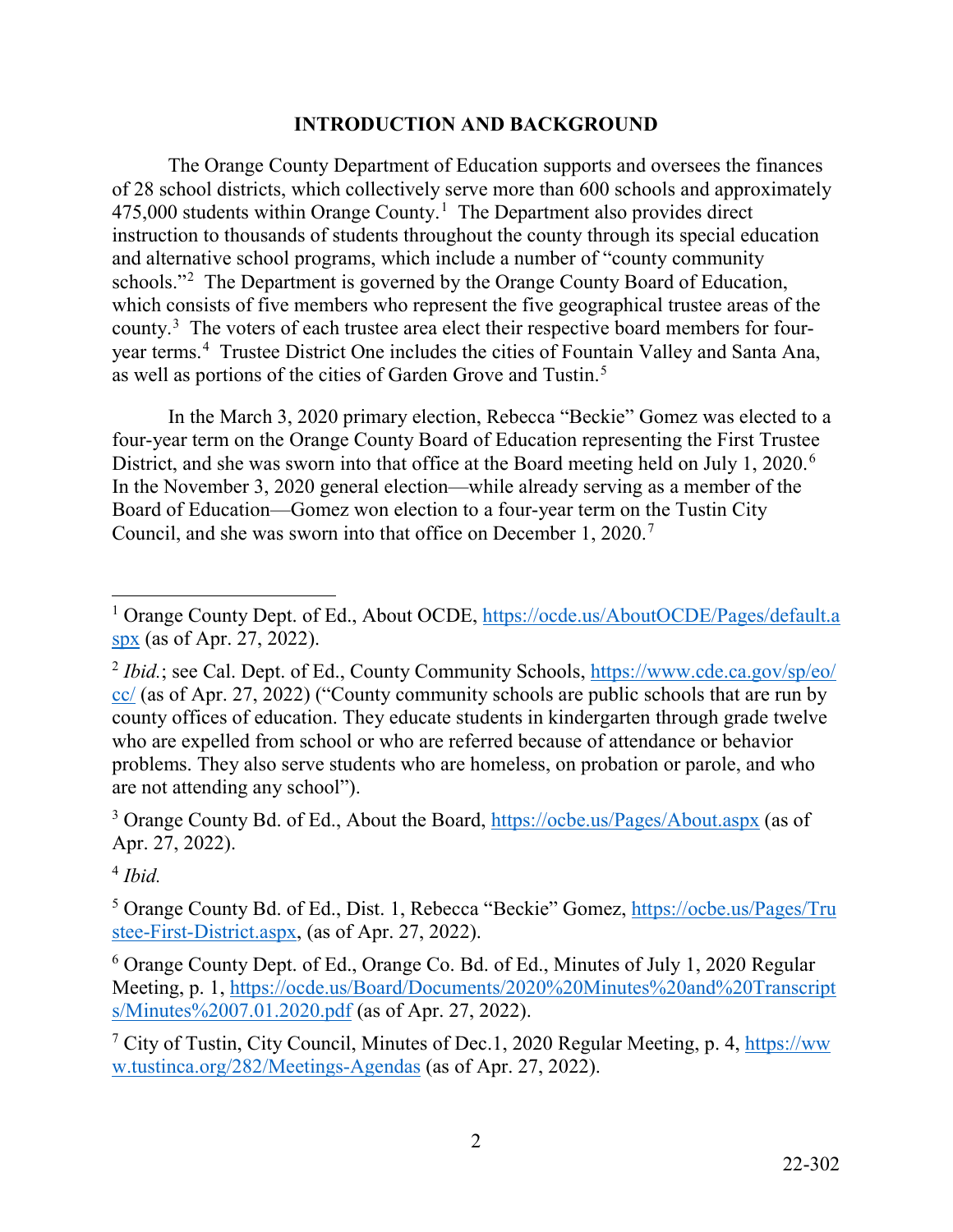## INTRODUCTION AND BACKGROUND

The Orange County Department of Education supports and oversees the finances of 28 school districts, which collectively serve more than 600 schools and approximately 475,000 students within Orange County.[1] The Department also provides direct instruction to thousands of students throughout the county through its special education and alternative school programs, which include a number of "county community schools."[2] The Department is governed by the Orange County Board of Education, which consists of five members who represent the five geographical trustee areas of the county.[3] The voters of each trustee area elect their respective board members for four-year terms.[4] Trustee District One includes the cities of Fountain Valley and Santa Ana, as well as portions of the cities of Garden Grove and Tustin.[5]

In the March 3, 2020 primary election, Rebecca "Beckie" Gomez was elected to a four-year term on the Orange County Board of Education representing the First Trustee District, and she was sworn into that office at the Board meeting held on July 1, 2020.[6] In the November 3, 2020 general election—while already serving as a member of the Board of Education—Gomez won election to a four-year term on the Tustin City Council, and she was sworn into that office on December 1, 2020.[7]

---

[1] Orange County Dept. of Ed., About OCDE, https://ocde.us/AboutOCDE/Pages/default.aspx (as of Apr. 27, 2022).

[2] *Ibid.*; see Cal. Dept. of Ed., County Community Schools, https://www.cde.ca.gov/sp/eo/cc/ (as of Apr. 27, 2022) ("County community schools are public schools that are run by county offices of education. They educate students in kindergarten through grade twelve who are expelled from school or who are referred because of attendance or behavior problems. They also serve students who are homeless, on probation or parole, and who are not attending any school").

[3] Orange County Bd. of Ed., About the Board, https://ocbe.us/Pages/About.aspx (as of Apr. 27, 2022).

[4] *Ibid.*

[5] Orange County Bd. of Ed., Dist. 1, Rebecca "Beckie" Gomez, https://ocbe.us/Pages/Trustee-First-District.aspx, (as of Apr. 27, 2022).

[6] Orange County Dept. of Ed., Orange Co. Bd. of Ed., Minutes of July 1, 2020 Regular Meeting, p. 1, https://ocde.us/Board/Documents/2020%20Minutes%20and%20Transcripts/Minutes%2007.01.2020.pdf (as of Apr. 27, 2022).

[7] City of Tustin, City Council, Minutes of Dec.1, 2020 Regular Meeting, p. 4, https://www.tustinca.org/282/Meetings-Agendas (as of Apr. 27, 2022).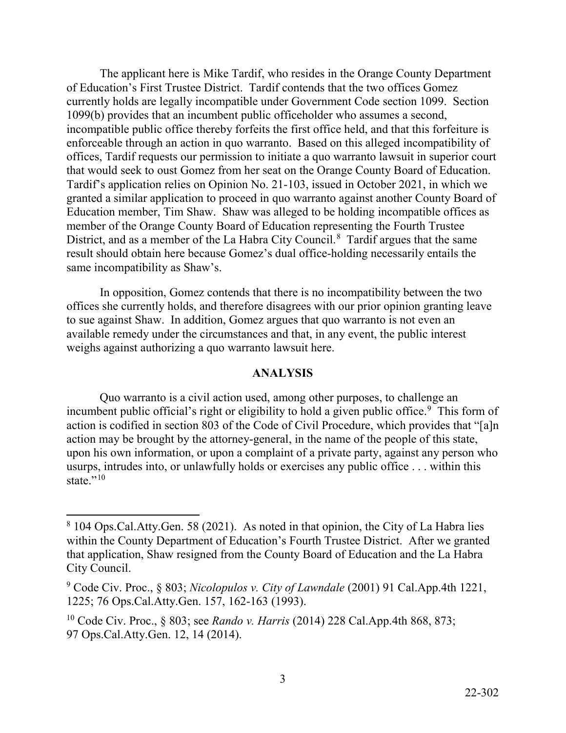The applicant here is Mike Tardif, who resides in the Orange County Department of Education's First Trustee District. Tardif contends that the two offices Gomez currently holds are legally incompatible under Government Code section 1099. Section 1099(b) provides that an incumbent public officeholder who assumes a second, incompatible public office thereby forfeits the first office held, and that this forfeiture is enforceable through an action in quo warranto. Based on this alleged incompatibility of offices, Tardif requests our permission to initiate a quo warranto lawsuit in superior court that would seek to oust Gomez from her seat on the Orange County Board of Education. Tardif's application relies on Opinion No. 21-103, issued in October 2021, in which we granted a similar application to proceed in quo warranto against another County Board of Education member, Tim Shaw. Shaw was alleged to be holding incompatible offices as member of the Orange County Board of Education representing the Fourth Trustee District, and as a member of the La Habra City Council.[8] Tardif argues that the same result should obtain here because Gomez's dual office-holding necessarily entails the same incompatibility as Shaw's.

In opposition, Gomez contends that there is no incompatibility between the two offices she currently holds, and therefore disagrees with our prior opinion granting leave to sue against Shaw. In addition, Gomez argues that quo warranto is not even an available remedy under the circumstances and that, in any event, the public interest weighs against authorizing a quo warranto lawsuit here.

## ANALYSIS

Quo warranto is a civil action used, among other purposes, to challenge an incumbent public official's right or eligibility to hold a given public office.[9] This form of action is codified in section 803 of the Code of Civil Procedure, which provides that "[a]n action may be brought by the attorney-general, in the name of the people of this state, upon his own information, or upon a complaint of a private party, against any person who usurps, intrudes into, or unlawfully holds or exercises any public office . . . within this state."[10]

---

[8] 104 Ops.Cal.Atty.Gen. 58 (2021). As noted in that opinion, the City of La Habra lies within the County Department of Education's Fourth Trustee District. After we granted that application, Shaw resigned from the County Board of Education and the La Habra City Council.

[9] Code Civ. Proc., § 803; *Nicolopulos v. City of Lawndale* (2001) 91 Cal.App.4th 1221, 1225; 76 Ops.Cal.Atty.Gen. 157, 162-163 (1993).

[10] Code Civ. Proc., § 803; see *Rando v. Harris* (2014) 228 Cal.App.4th 868, 873; 97 Ops.Cal.Atty.Gen. 12, 14 (2014).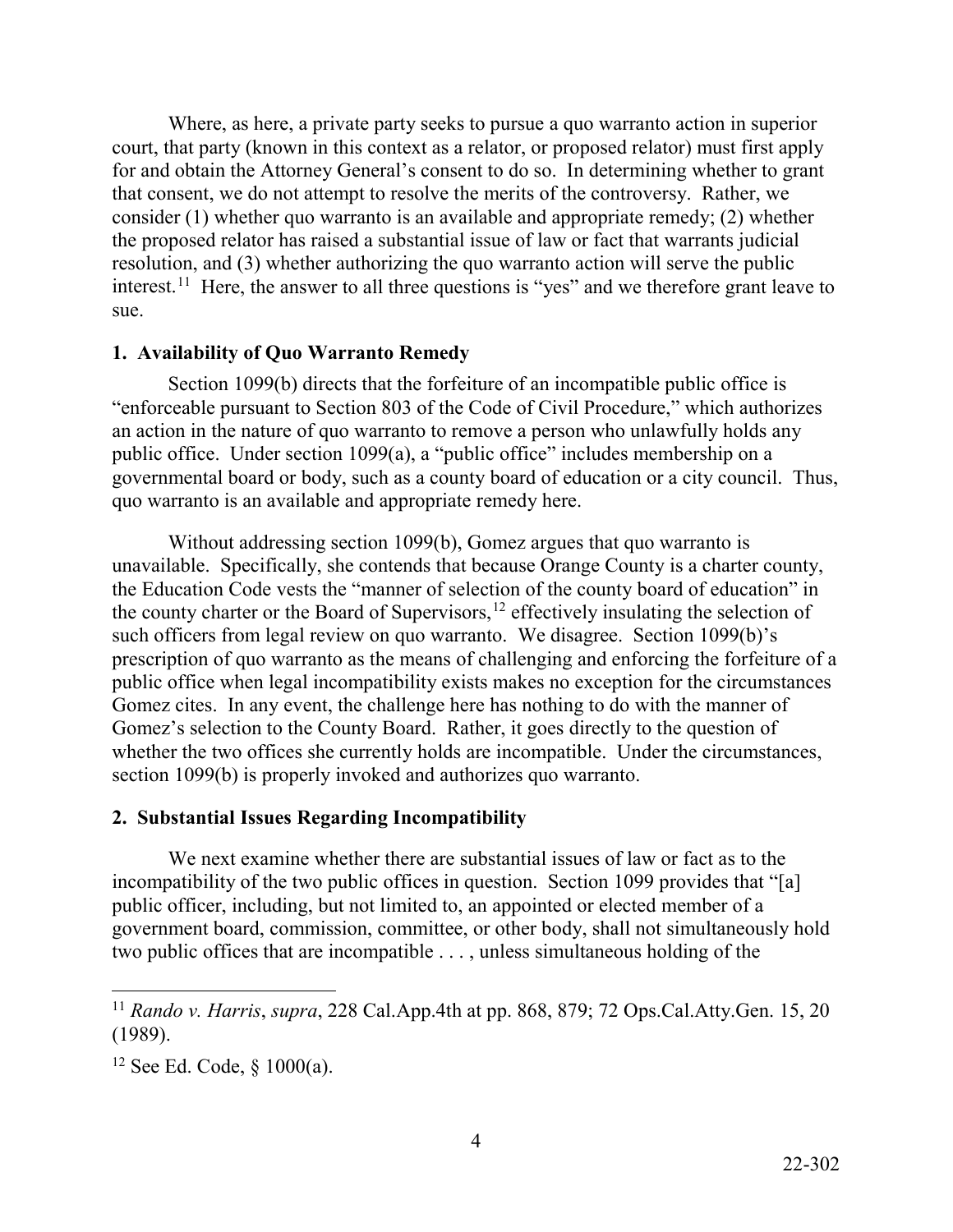Where, as here, a private party seeks to pursue a quo warranto action in superior court, that party (known in this context as a relator, or proposed relator) must first apply for and obtain the Attorney General's consent to do so. In determining whether to grant that consent, we do not attempt to resolve the merits of the controversy. Rather, we consider (1) whether quo warranto is an available and appropriate remedy; (2) whether the proposed relator has raised a substantial issue of law or fact that warrants judicial resolution, and (3) whether authorizing the quo warranto action will serve the public interest.[11] Here, the answer to all three questions is "yes" and we therefore grant leave to sue.

### 1. Availability of Quo Warranto Remedy

Section 1099(b) directs that the forfeiture of an incompatible public office is "enforceable pursuant to Section 803 of the Code of Civil Procedure," which authorizes an action in the nature of quo warranto to remove a person who unlawfully holds any public office. Under section 1099(a), a "public office" includes membership on a governmental board or body, such as a county board of education or a city council. Thus, quo warranto is an available and appropriate remedy here.

Without addressing section 1099(b), Gomez argues that quo warranto is unavailable. Specifically, she contends that because Orange County is a charter county, the Education Code vests the "manner of selection of the county board of education" in the county charter or the Board of Supervisors,[12] effectively insulating the selection of such officers from legal review on quo warranto. We disagree. Section 1099(b)'s prescription of quo warranto as the means of challenging and enforcing the forfeiture of a public office when legal incompatibility exists makes no exception for the circumstances Gomez cites. In any event, the challenge here has nothing to do with the manner of Gomez's selection to the County Board. Rather, it goes directly to the question of whether the two offices she currently holds are incompatible. Under the circumstances, section 1099(b) is properly invoked and authorizes quo warranto.

### 2. Substantial Issues Regarding Incompatibility

We next examine whether there are substantial issues of law or fact as to the incompatibility of the two public offices in question. Section 1099 provides that "[a] public officer, including, but not limited to, an appointed or elected member of a government board, commission, committee, or other body, shall not simultaneously hold two public offices that are incompatible . . . , unless simultaneous holding of the

---

[11] *Rando v. Harris*, *supra*, 228 Cal.App.4th at pp. 868, 879; 72 Ops.Cal.Atty.Gen. 15, 20 (1989).

[12] See Ed. Code, § 1000(a).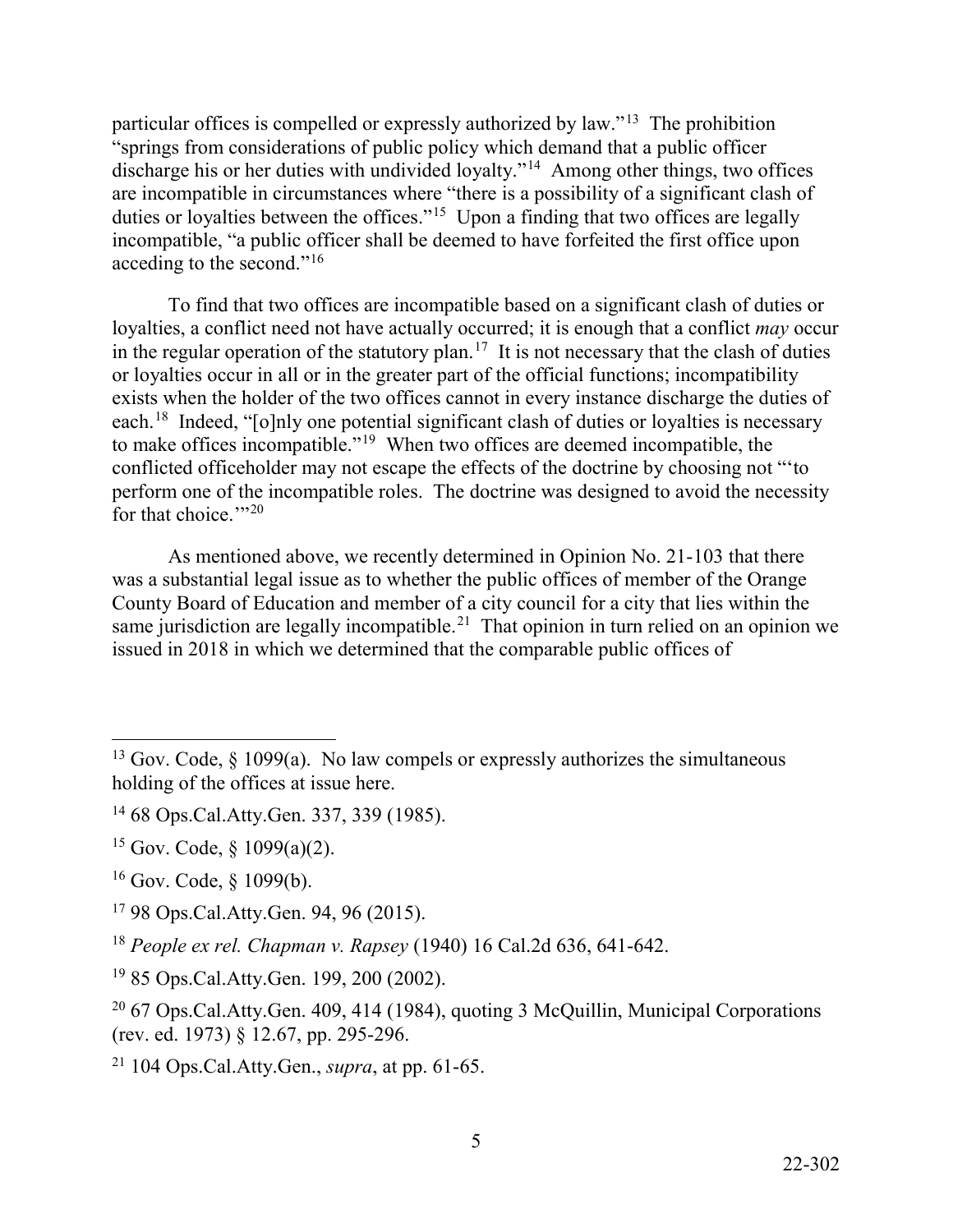particular offices is compelled or expressly authorized by law."[13] The prohibition "springs from considerations of public policy which demand that a public officer discharge his or her duties with undivided loyalty."[14] Among other things, two offices are incompatible in circumstances where "there is a possibility of a significant clash of duties or loyalties between the offices."[15] Upon a finding that two offices are legally incompatible, "a public officer shall be deemed to have forfeited the first office upon acceding to the second."[16]

To find that two offices are incompatible based on a significant clash of duties or loyalties, a conflict need not have actually occurred; it is enough that a conflict *may* occur in the regular operation of the statutory plan.[17] It is not necessary that the clash of duties or loyalties occur in all or in the greater part of the official functions; incompatibility exists when the holder of the two offices cannot in every instance discharge the duties of each.[18] Indeed, "[o]nly one potential significant clash of duties or loyalties is necessary to make offices incompatible."[19] When two offices are deemed incompatible, the conflicted officeholder may not escape the effects of the doctrine by choosing not "'to perform one of the incompatible roles. The doctrine was designed to avoid the necessity for that choice.'"[20]

As mentioned above, we recently determined in Opinion No. 21-103 that there was a substantial legal issue as to whether the public offices of member of the Orange County Board of Education and member of a city council for a city that lies within the same jurisdiction are legally incompatible.[21] That opinion in turn relied on an opinion we issued in 2018 in which we determined that the comparable public offices of

---

[13] Gov. Code, § 1099(a). No law compels or expressly authorizes the simultaneous holding of the offices at issue here.

[14] 68 Ops.Cal.Atty.Gen. 337, 339 (1985).

[15] Gov. Code, § 1099(a)(2).

[16] Gov. Code, § 1099(b).

[17] 98 Ops.Cal.Atty.Gen. 94, 96 (2015).

[18] *People ex rel. Chapman v. Rapsey* (1940) 16 Cal.2d 636, 641-642.

[19] 85 Ops.Cal.Atty.Gen. 199, 200 (2002).

[20] 67 Ops.Cal.Atty.Gen. 409, 414 (1984), quoting 3 McQuillin, Municipal Corporations (rev. ed. 1973) § 12.67, pp. 295-296.

[21] 104 Ops.Cal.Atty.Gen., *supra*, at pp. 61-65.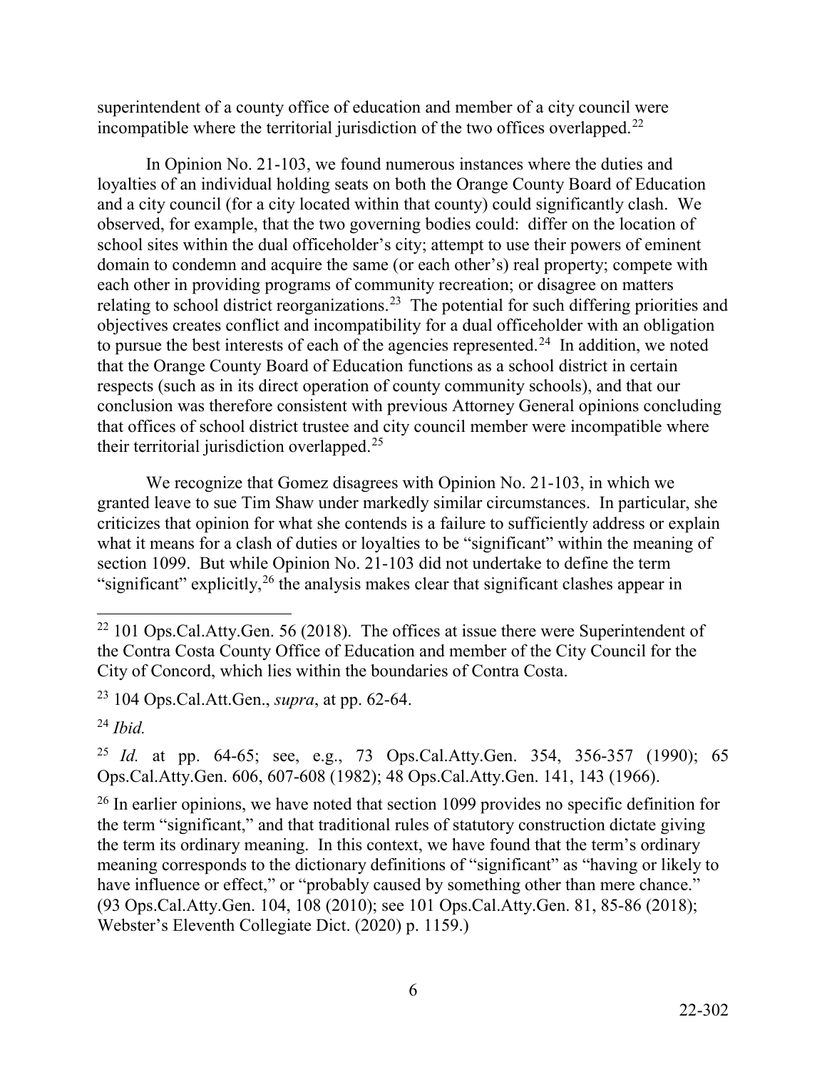superintendent of a county office of education and member of a city council were incompatible where the territorial jurisdiction of the two offices overlapped.[22]

In Opinion No. 21-103, we found numerous instances where the duties and loyalties of an individual holding seats on both the Orange County Board of Education and a city council (for a city located within that county) could significantly clash. We observed, for example, that the two governing bodies could: differ on the location of school sites within the dual officeholder's city; attempt to use their powers of eminent domain to condemn and acquire the same (or each other's) real property; compete with each other in providing programs of community recreation; or disagree on matters relating to school district reorganizations.[23] The potential for such differing priorities and objectives creates conflict and incompatibility for a dual officeholder with an obligation to pursue the best interests of each of the agencies represented.[24] In addition, we noted that the Orange County Board of Education functions as a school district in certain respects (such as in its direct operation of county community schools), and that our conclusion was therefore consistent with previous Attorney General opinions concluding that offices of school district trustee and city council member were incompatible where their territorial jurisdiction overlapped.[25]

We recognize that Gomez disagrees with Opinion No. 21-103, in which we granted leave to sue Tim Shaw under markedly similar circumstances. In particular, she criticizes that opinion for what she contends is a failure to sufficiently address or explain what it means for a clash of duties or loyalties to be "significant" within the meaning of section 1099. But while Opinion No. 21-103 did not undertake to define the term "significant" explicitly,[26] the analysis makes clear that significant clashes appear in

---

[22] 101 Ops.Cal.Atty.Gen. 56 (2018). The offices at issue there were Superintendent of the Contra Costa County Office of Education and member of the City Council for the City of Concord, which lies within the boundaries of Contra Costa.

[23] 104 Ops.Cal.Att.Gen., *supra*, at pp. 62-64.

[24] *Ibid.*

[25] *Id.* at pp. 64-65; see, e.g., 73 Ops.Cal.Atty.Gen. 354, 356-357 (1990); 65 Ops.Cal.Atty.Gen. 606, 607-608 (1982); 48 Ops.Cal.Atty.Gen. 141, 143 (1966).

[26] In earlier opinions, we have noted that section 1099 provides no specific definition for the term "significant," and that traditional rules of statutory construction dictate giving the term its ordinary meaning. In this context, we have found that the term's ordinary meaning corresponds to the dictionary definitions of "significant" as "having or likely to have influence or effect," or "probably caused by something other than mere chance." (93 Ops.Cal.Atty.Gen. 104, 108 (2010); see 101 Ops.Cal.Atty.Gen. 81, 85-86 (2018); Webster's Eleventh Collegiate Dict. (2020) p. 1159.)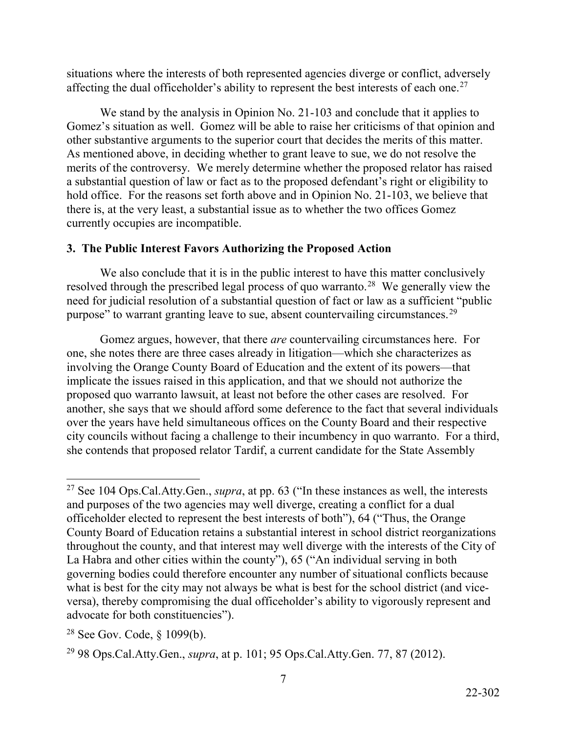situations where the interests of both represented agencies diverge or conflict, adversely affecting the dual officeholder's ability to represent the best interests of each one.[27]

We stand by the analysis in Opinion No. 21-103 and conclude that it applies to Gomez's situation as well. Gomez will be able to raise her criticisms of that opinion and other substantive arguments to the superior court that decides the merits of this matter. As mentioned above, in deciding whether to grant leave to sue, we do not resolve the merits of the controversy. We merely determine whether the proposed relator has raised a substantial question of law or fact as to the proposed defendant's right or eligibility to hold office. For the reasons set forth above and in Opinion No. 21-103, we believe that there is, at the very least, a substantial issue as to whether the two offices Gomez currently occupies are incompatible.

### 3. The Public Interest Favors Authorizing the Proposed Action

We also conclude that it is in the public interest to have this matter conclusively resolved through the prescribed legal process of quo warranto.[28] We generally view the need for judicial resolution of a substantial question of fact or law as a sufficient "public purpose" to warrant granting leave to sue, absent countervailing circumstances.[29]

Gomez argues, however, that there *are* countervailing circumstances here. For one, she notes there are three cases already in litigation—which she characterizes as involving the Orange County Board of Education and the extent of its powers—that implicate the issues raised in this application, and that we should not authorize the proposed quo warranto lawsuit, at least not before the other cases are resolved. For another, she says that we should afford some deference to the fact that several individuals over the years have held simultaneous offices on the County Board and their respective city councils without facing a challenge to their incumbency in quo warranto. For a third, she contends that proposed relator Tardif, a current candidate for the State Assembly

---

[27] See 104 Ops.Cal.Atty.Gen., *supra*, at pp. 63 ("In these instances as well, the interests and purposes of the two agencies may well diverge, creating a conflict for a dual officeholder elected to represent the best interests of both"), 64 ("Thus, the Orange County Board of Education retains a substantial interest in school district reorganizations throughout the county, and that interest may well diverge with the interests of the City of La Habra and other cities within the county"), 65 ("An individual serving in both governing bodies could therefore encounter any number of situational conflicts because what is best for the city may not always be what is best for the school district (and vice-versa), thereby compromising the dual officeholder's ability to vigorously represent and advocate for both constituencies").

[28] See Gov. Code, § 1099(b).

[29] 98 Ops.Cal.Atty.Gen., *supra*, at p. 101; 95 Ops.Cal.Atty.Gen. 77, 87 (2012).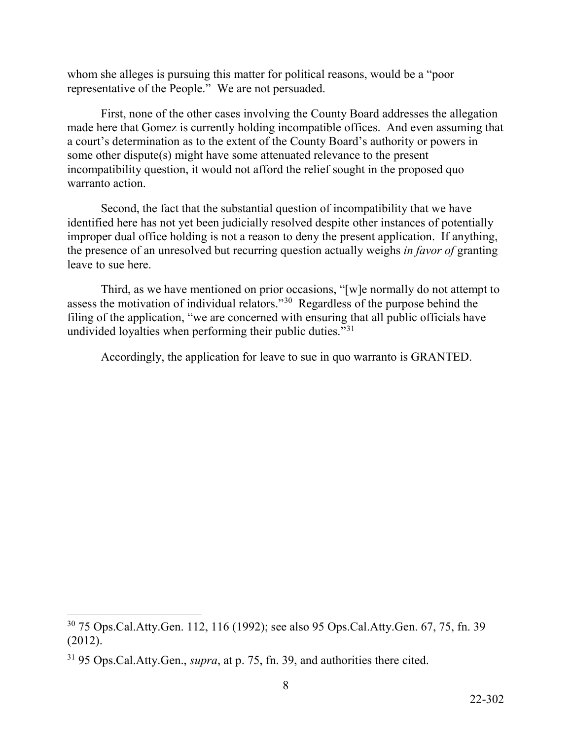whom she alleges is pursuing this matter for political reasons, would be a "poor representative of the People." We are not persuaded.

First, none of the other cases involving the County Board addresses the allegation made here that Gomez is currently holding incompatible offices. And even assuming that a court's determination as to the extent of the County Board's authority or powers in some other dispute(s) might have some attenuated relevance to the present incompatibility question, it would not afford the relief sought in the proposed quo warranto action.

Second, the fact that the substantial question of incompatibility that we have identified here has not yet been judicially resolved despite other instances of potentially improper dual office holding is not a reason to deny the present application. If anything, the presence of an unresolved but recurring question actually weighs *in favor of* granting leave to sue here.

Third, as we have mentioned on prior occasions, "[w]e normally do not attempt to assess the motivation of individual relators."[30] Regardless of the purpose behind the filing of the application, "we are concerned with ensuring that all public officials have undivided loyalties when performing their public duties."[31]

Accordingly, the application for leave to sue in quo warranto is GRANTED.

---

[30] 75 Ops.Cal.Atty.Gen. 112, 116 (1992); see also 95 Ops.Cal.Atty.Gen. 67, 75, fn. 39 (2012).

[31] 95 Ops.Cal.Atty.Gen., *supra*, at p. 75, fn. 39, and authorities there cited.